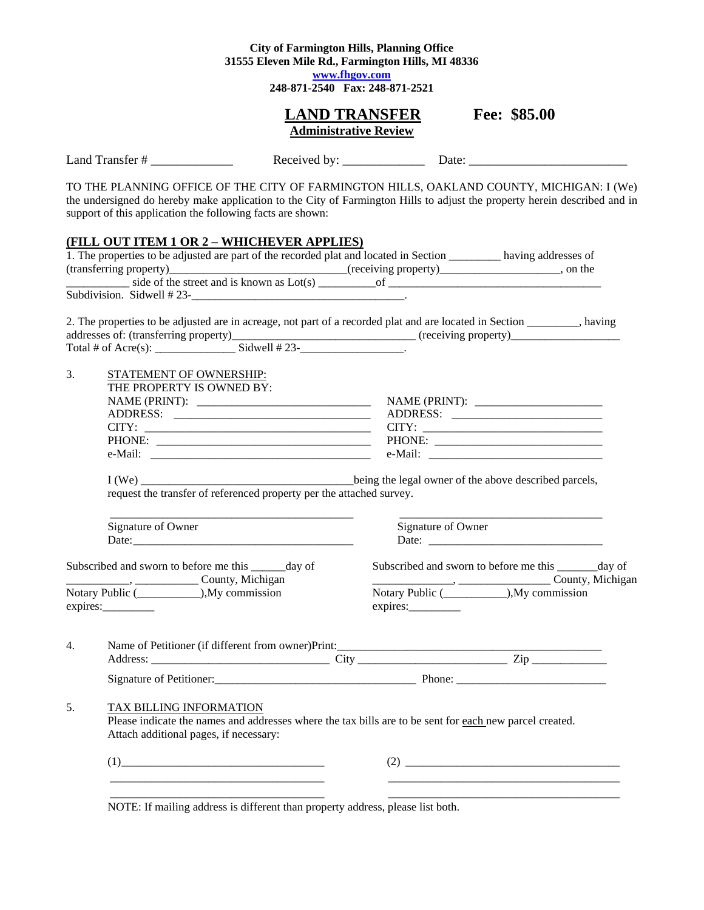**City of Farmington Hills, Planning Office**
**31555 Eleven Mile Rd., Farmington Hills, MI 48336**
**www.fhgov.com**
**248-871-2540 Fax: 248-871-2521**

# LAND TRANSFER

**Administrative Review**

**Fee: $85.00**

Land Transfer # _____________ Received by: _____________ Date: _________________________

TO THE PLANNING OFFICE OF THE CITY OF FARMINGTON HILLS, OAKLAND COUNTY, MICHIGAN: I (We) the undersigned do hereby make application to the City of Farmington Hills to adjust the property herein described and in support of this application the following facts are shown:

**(FILL OUT ITEM 1 OR 2 – WHICHEVER APPLIES)**

1. The properties to be adjusted are part of the recorded plat and located in Section _________ having addresses of (transferring property)______________________________(receiving property)____________________, on the ___________ side of the street and is known as Lot(s) __________of ____________________________________ Subdivision. Sidwell # 23-_____________________________________.

2. The properties to be adjusted are in acreage, not part of a recorded plat and are located in Section _________, having addresses of: (transferring property)______________________________ (receiving property)__________________ Total # of Acre(s): ______________ Sidwell # 23-_________________.

3. STATEMENT OF OWNERSHIP:
   THE PROPERTY IS OWNED BY:

   NAME (PRINT): ______________________________ NAME (PRINT): _____________________
   ADDRESS: __________________________________ ADDRESS: _________________________
   CITY: ______________________________________ CITY: ______________________________
   PHONE: ____________________________________ PHONE: ____________________________
   e-Mail: _____________________________________ e-Mail: _____________________________

   I (We) _____________________________________being the legal owner of the above described parcels, request the transfer of referenced property per the attached survey.

   ___________________________________________ ___________________________________
   Signature of Owner Signature of Owner
   Date:______________________________________ Date: ______________________________

Subscribed and sworn to before me this ______day of ___________, ___________ County, Michigan
Notary Public (___________),My commission expires:_________

Subscribed and sworn to before me this _______day of ______________, ________________ County, Michigan
Notary Public (__________),My commission expires:_________

4. Name of Petitioner (if different from owner)Print:_______________________________________________
   Address: _______________________________ City __________________________ Zip _____________
   Signature of Petitioner:___________________________________ Phone: __________________________

5. TAX BILLING INFORMATION
   Please indicate the names and addresses where the tax bills are to be sent for each new parcel created. Attach additional pages, if necessary:

   (1)___________________________________ (2) _______________________________________
   _____________________________________ ________________________________________
   _____________________________________ ________________________________________

   NOTE: If mailing address is different than property address, please list both.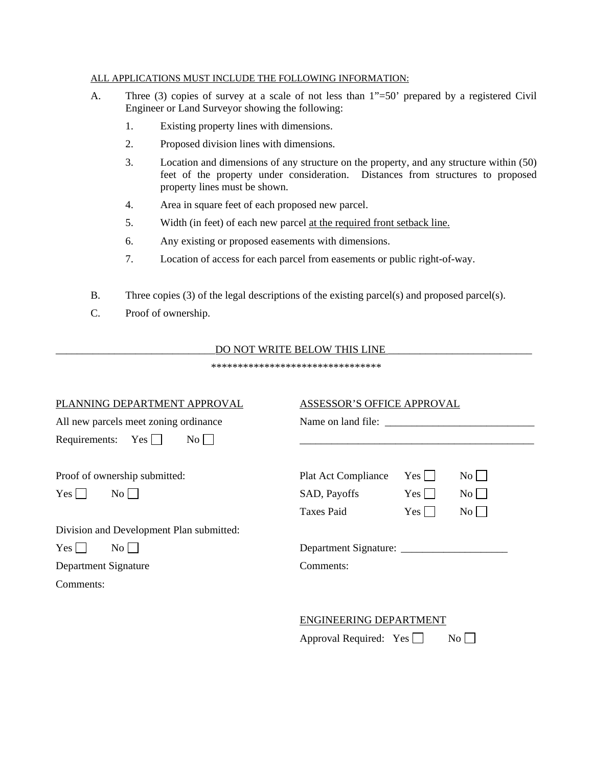ALL APPLICATIONS MUST INCLUDE THE FOLLOWING INFORMATION:

A. Three (3) copies of survey at a scale of not less than 1"=50' prepared by a registered Civil Engineer or Land Surveyor showing the following:

   1. Existing property lines with dimensions.
   2. Proposed division lines with dimensions.
   3. Location and dimensions of any structure on the property, and any structure within (50) feet of the property under consideration. Distances from structures to proposed property lines must be shown.
   4. Area in square feet of each proposed new parcel.
   5. Width (in feet) of each new parcel at the required front setback line.
   6. Any existing or proposed easements with dimensions.
   7. Location of access for each parcel from easements or public right-of-way.

B. Three copies (3) of the legal descriptions of the existing parcel(s) and proposed parcel(s).

C. Proof of ownership.

______________________________DO NOT WRITE BELOW THIS LINE___________________________

********************************

PLANNING DEPARTMENT APPROVAL

All new parcels meet zoning ordinance Requirements: Yes ☐ No ☐

Proof of ownership submitted:

Yes ☐ No ☐

Division and Development Plan submitted:

Yes ☐ No ☐

Department Signature

Comments:

ASSESSOR'S OFFICE APPROVAL

Name on land file: ____________________________

_____________________________________________

Plat Act Compliance Yes ☐ No ☐

SAD, Payoffs Yes ☐ No ☐

Taxes Paid Yes ☐ No ☐

Department Signature: ____________________

Comments:

ENGINEERING DEPARTMENT

Approval Required: Yes ☐ No ☐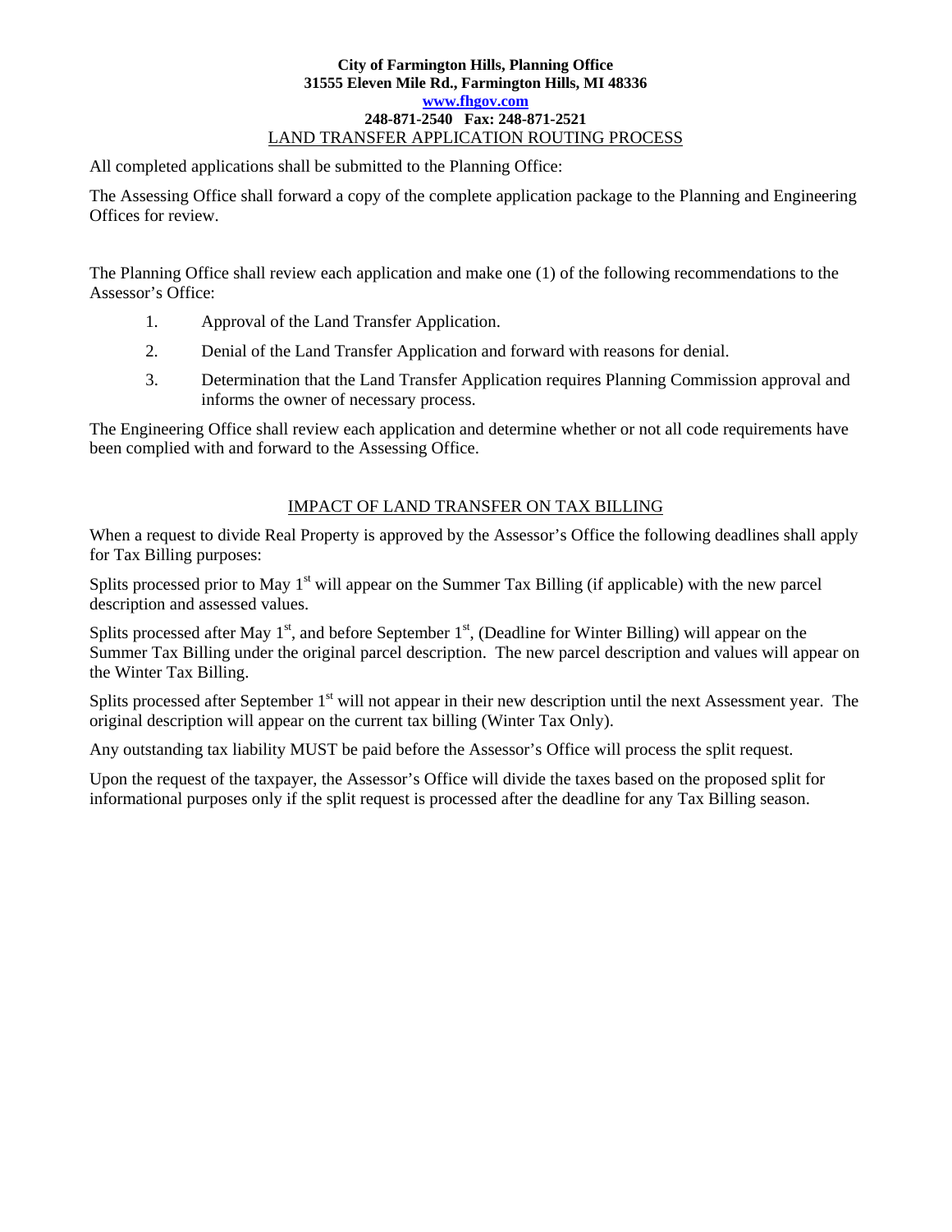**City of Farmington Hills, Planning Office**
**31555 Eleven Mile Rd., Farmington Hills, MI 48336**
**www.fhgov.com**
**248-871-2540 Fax: 248-871-2521**

## LAND TRANSFER APPLICATION ROUTING PROCESS

All completed applications shall be submitted to the Planning Office:

The Assessing Office shall forward a copy of the complete application package to the Planning and Engineering Offices for review.

The Planning Office shall review each application and make one (1) of the following recommendations to the Assessor's Office:

1. Approval of the Land Transfer Application.
2. Denial of the Land Transfer Application and forward with reasons for denial.
3. Determination that the Land Transfer Application requires Planning Commission approval and informs the owner of necessary process.

The Engineering Office shall review each application and determine whether or not all code requirements have been complied with and forward to the Assessing Office.

## IMPACT OF LAND TRANSFER ON TAX BILLING

When a request to divide Real Property is approved by the Assessor's Office the following deadlines shall apply for Tax Billing purposes:

Splits processed prior to May 1st will appear on the Summer Tax Billing (if applicable) with the new parcel description and assessed values.

Splits processed after May 1st, and before September 1st, (Deadline for Winter Billing) will appear on the Summer Tax Billing under the original parcel description. The new parcel description and values will appear on the Winter Tax Billing.

Splits processed after September 1st will not appear in their new description until the next Assessment year. The original description will appear on the current tax billing (Winter Tax Only).

Any outstanding tax liability MUST be paid before the Assessor's Office will process the split request.

Upon the request of the taxpayer, the Assessor's Office will divide the taxes based on the proposed split for informational purposes only if the split request is processed after the deadline for any Tax Billing season.